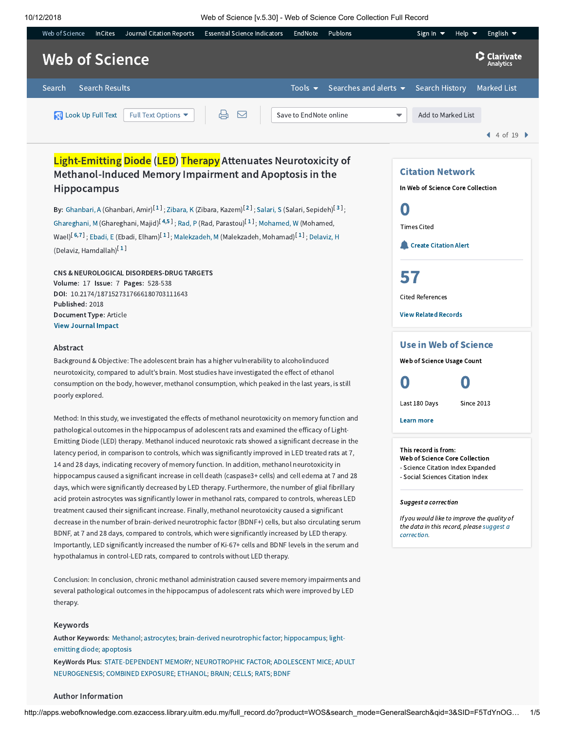# Light-Emitting Diode (LED) Therapy Attenuates Neurotoxicity of Methanol-Induced Memory Impairment and Apoptosis in the Hippocampus

**By:** Ghanbari, A (Ghanbari, Amir)[1]; Zibara, K (Zibara, Kazem)[2]; Salari, S (Salari, Sepideh)[3]; Ghareghani, M (Ghareghani, Majid)[4,5]; Rad, P (Rad, Parastou)[1]; Mohamed, W (Mohamed, Wael)[6,7]; Ebadi, E (Ebadi, Elham)[1]; Malekzadeh, M (Malekzadeh, Mohamad)[1]; Delaviz, H (Delaviz, Hamdallah)[1]

**CNS & NEUROLOGICAL DISORDERS-DRUG TARGETS**
**Volume:** 17 **Issue:** 7 **Pages:** 528-538
**DOI:** 10.2174/1871527317666180703111643
**Published:** 2018
**Document Type:** Article
View Journal Impact

## Citation Network

In Web of Science Core Collection

0
Times Cited

Create Citation Alert

57
Cited References

View Related Records

## Use in Web of Science

Web of Science Usage Count

0 — Last 180 Days
0 — Since 2013

Learn more

This record is from:
**Web of Science Core Collection**
- Science Citation Index Expanded
- Social Sciences Citation Index

*Suggest a correction*

*If you would like to improve the quality of the data in this record, please suggest a correction.*

## Abstract

Background & Objective: The adolescent brain has a higher vulnerability to alcoholinduced neurotoxicity, compared to adult's brain. Most studies have investigated the effect of ethanol consumption on the body, however, methanol consumption, which peaked in the last years, is still poorly explored.

Method: In this study, we investigated the effects of methanol neurotoxicity on memory function and pathological outcomes in the hippocampus of adolescent rats and examined the efficacy of Light-Emitting Diode (LED) therapy. Methanol induced neurotoxic rats showed a significant decrease in the latency period, in comparison to controls, which was significantly improved in LED treated rats at 7, 14 and 28 days, indicating recovery of memory function. In addition, methanol neurotoxicity in hippocampus caused a significant increase in cell death (caspase3+ cells) and cell edema at 7 and 28 days, which were significantly decreased by LED therapy. Furthermore, the number of glial fibrillary acid protein astrocytes was significantly lower in methanol rats, compared to controls, whereas LED treatment caused their significant increase. Finally, methanol neurotoxicity caused a significant decrease in the number of brain-derived neurotrophic factor (BDNF+) cells, but also circulating serum BDNF, at 7 and 28 days, compared to controls, which were significantly increased by LED therapy. Importantly, LED significantly increased the number of Ki-67+ cells and BDNF levels in the serum and hypothalamus in control-LED rats, compared to controls without LED therapy.

Conclusion: In conclusion, chronic methanol administration caused severe memory impairments and several pathological outcomes in the hippocampus of adolescent rats which were improved by LED therapy.

## Keywords

**Author Keywords:** Methanol; astrocytes; brain-derived neurotrophic factor; hippocampus; light-emitting diode; apoptosis

**KeyWords Plus:** STATE-DEPENDENT MEMORY; NEUROTROPHIC FACTOR; ADOLESCENT MICE; ADULT NEUROGENESIS; COMBINED EXPOSURE; ETHANOL; BRAIN; CELLS; RATS; BDNF

## Author Information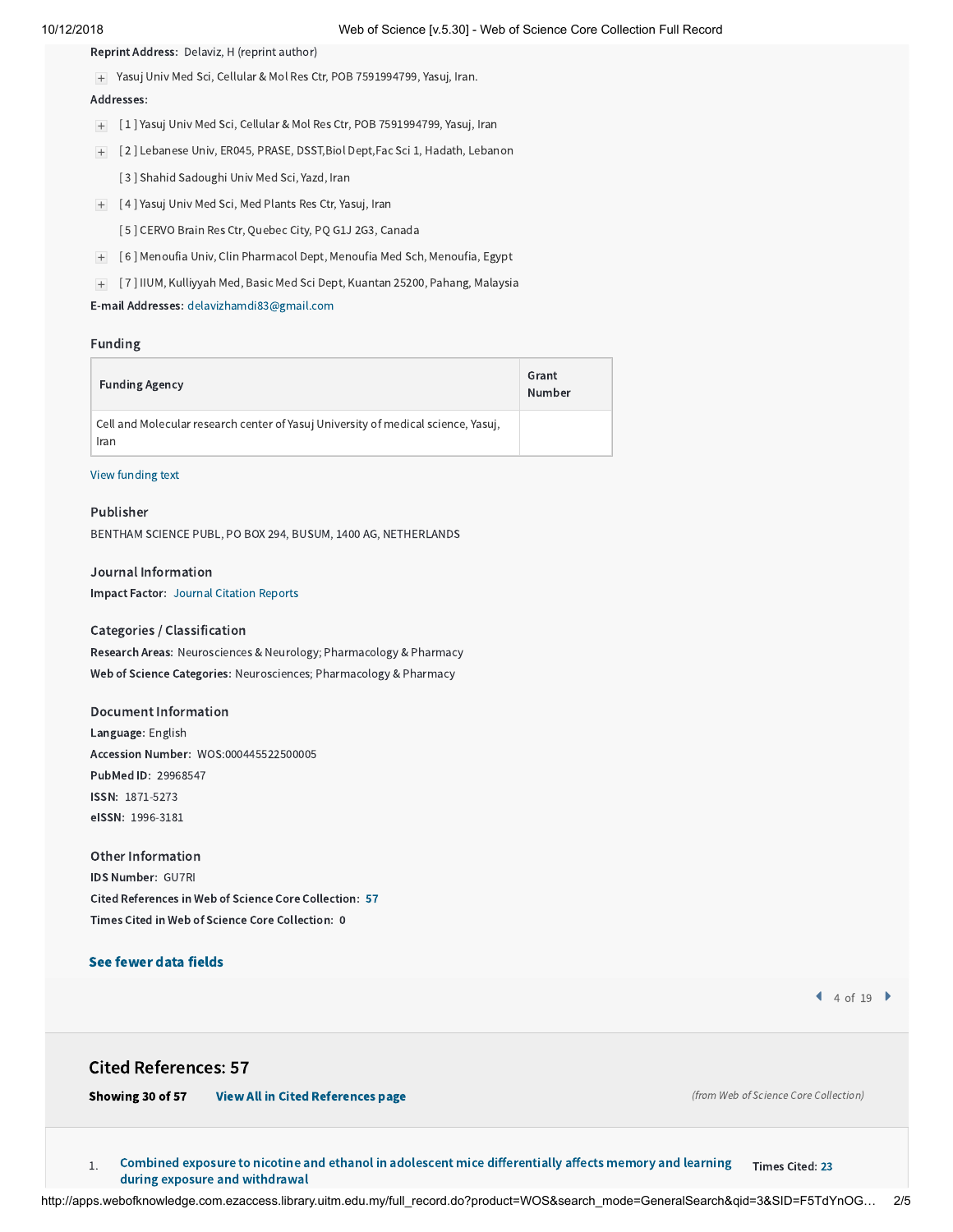**Reprint Address:** Delaviz, H (reprint author)

+ Yasuj Univ Med Sci, Cellular & Mol Res Ctr, POB 7591994799, Yasuj, Iran.

**Addresses:**

+ [ 1 ] Yasuj Univ Med Sci, Cellular & Mol Res Ctr, POB 7591994799, Yasuj, Iran

+ [ 2 ] Lebanese Univ, ER045, PRASE, DSST,Biol Dept,Fac Sci 1, Hadath, Lebanon

[ 3 ] Shahid Sadoughi Univ Med Sci, Yazd, Iran

+ [ 4 ] Yasuj Univ Med Sci, Med Plants Res Ctr, Yasuj, Iran

[ 5 ] CERVO Brain Res Ctr, Quebec City, PQ G1J 2G3, Canada

+ [ 6 ] Menoufia Univ, Clin Pharmacol Dept, Menoufia Med Sch, Menoufia, Egypt

+ [ 7 ] IIUM, Kulliyyah Med, Basic Med Sci Dept, Kuantan 25200, Pahang, Malaysia

**E-mail Addresses:** delavizhamdi83@gmail.com

## Funding

| Funding Agency | Grant Number |
| --- | --- |
| Cell and Molecular research center of Yasuj University of medical science, Yasuj, Iran | |

View funding text

## Publisher

BENTHAM SCIENCE PUBL, PO BOX 294, BUSUM, 1400 AG, NETHERLANDS

## Journal Information

**Impact Factor:** Journal Citation Reports

## Categories / Classification

**Research Areas:** Neurosciences & Neurology; Pharmacology & Pharmacy

**Web of Science Categories:** Neurosciences; Pharmacology & Pharmacy

## Document Information

**Language:** English

**Accession Number:** WOS:000445522500005

**PubMed ID:** 29968547

**ISSN:** 1871-5273

**eISSN:** 1996-3181

## Other Information

**IDS Number:** GU7RI

**Cited References in Web of Science Core Collection:** 57

**Times Cited in Web of Science Core Collection:** 0

**See fewer data fields**

4 of 19

## Cited References: 57

**Showing 30 of 57** **View All in Cited References page** *(from Web of Science Core Collection)*

1. Combined exposure to nicotine and ethanol in adolescent mice differentially affects memory and learning during exposure and withdrawal — **Times Cited:** 23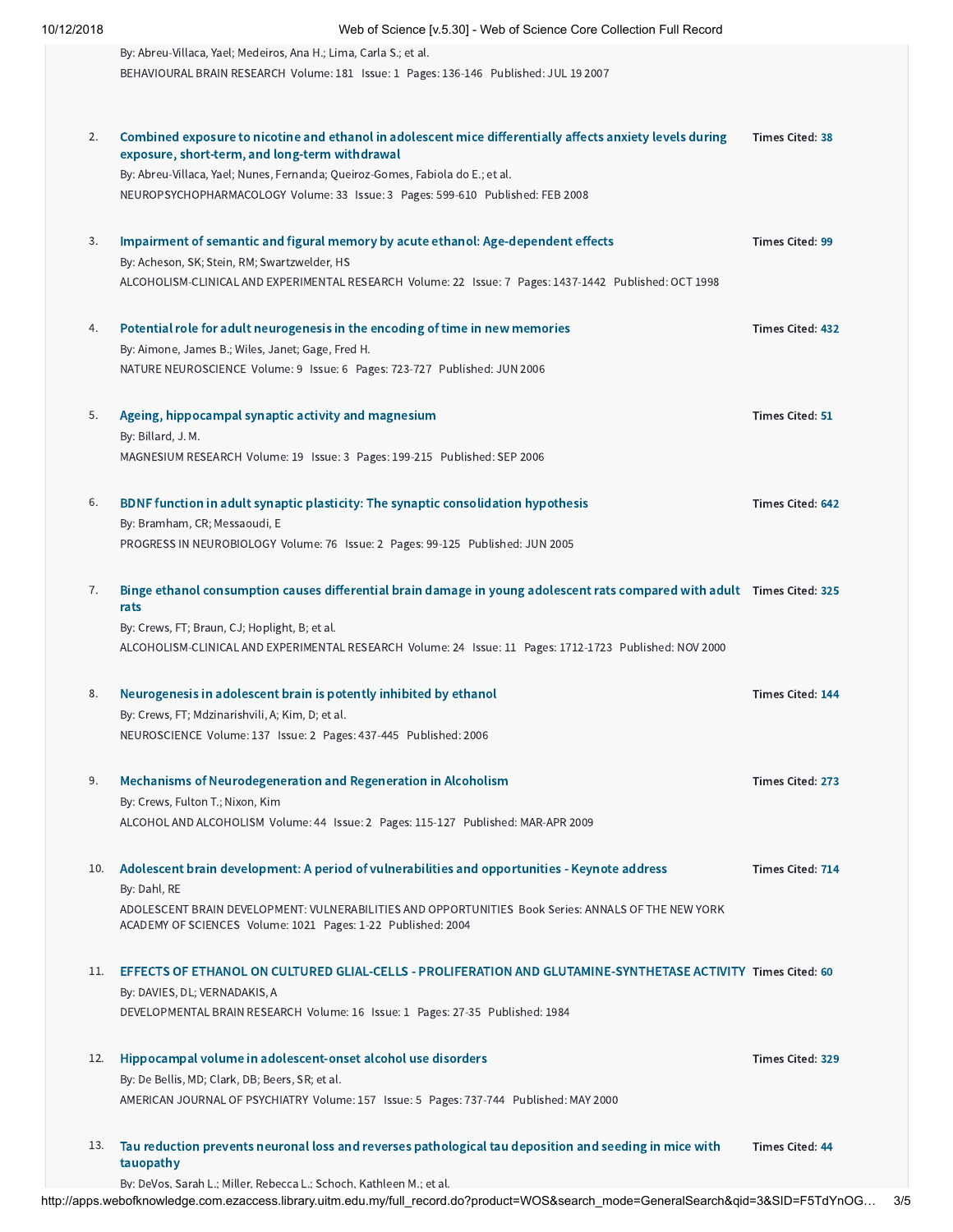By: Abreu-Villaca, Yael; Medeiros, Ana H.; Lima, Carla S.; et al.
BEHAVIOURAL BRAIN RESEARCH Volume: 181 Issue: 1 Pages: 136-146 Published: JUL 19 2007

2. **Combined exposure to nicotine and ethanol in adolescent mice differentially affects anxiety levels during exposure, short-term, and long-term withdrawal** — Times Cited: 38
By: Abreu-Villaca, Yael; Nunes, Fernanda; Queiroz-Gomes, Fabiola do E.; et al.
NEUROPSYCHOPHARMACOLOGY Volume: 33 Issue: 3 Pages: 599-610 Published: FEB 2008

3. **Impairment of semantic and figural memory by acute ethanol: Age-dependent effects** — Times Cited: 99
By: Acheson, SK; Stein, RM; Swartzwelder, HS
ALCOHOLISM-CLINICAL AND EXPERIMENTAL RESEARCH Volume: 22 Issue: 7 Pages: 1437-1442 Published: OCT 1998

4. **Potential role for adult neurogenesis in the encoding of time in new memories** — Times Cited: 432
By: Aimone, James B.; Wiles, Janet; Gage, Fred H.
NATURE NEUROSCIENCE Volume: 9 Issue: 6 Pages: 723-727 Published: JUN 2006

5. **Ageing, hippocampal synaptic activity and magnesium** — Times Cited: 51
By: Billard, J. M.
MAGNESIUM RESEARCH Volume: 19 Issue: 3 Pages: 199-215 Published: SEP 2006

6. **BDNF function in adult synaptic plasticity: The synaptic consolidation hypothesis** — Times Cited: 642
By: Bramham, CR; Messaoudi, E
PROGRESS IN NEUROBIOLOGY Volume: 76 Issue: 2 Pages: 99-125 Published: JUN 2005

7. **Binge ethanol consumption causes differential brain damage in young adolescent rats compared with adult rats** — Times Cited: 325
By: Crews, FT; Braun, CJ; Hoplight, B; et al.
ALCOHOLISM-CLINICAL AND EXPERIMENTAL RESEARCH Volume: 24 Issue: 11 Pages: 1712-1723 Published: NOV 2000

8. **Neurogenesis in adolescent brain is potently inhibited by ethanol** — Times Cited: 144
By: Crews, FT; Mdzinarishvili, A; Kim, D; et al.
NEUROSCIENCE Volume: 137 Issue: 2 Pages: 437-445 Published: 2006

9. **Mechanisms of Neurodegeneration and Regeneration in Alcoholism** — Times Cited: 273
By: Crews, Fulton T.; Nixon, Kim
ALCOHOL AND ALCOHOLISM Volume: 44 Issue: 2 Pages: 115-127 Published: MAR-APR 2009

10. **Adolescent brain development: A period of vulnerabilities and opportunities - Keynote address** — Times Cited: 714
By: Dahl, RE
ADOLESCENT BRAIN DEVELOPMENT: VULNERABILITIES AND OPPORTUNITIES Book Series: ANNALS OF THE NEW YORK ACADEMY OF SCIENCES Volume: 1021 Pages: 1-22 Published: 2004

11. **EFFECTS OF ETHANOL ON CULTURED GLIAL-CELLS - PROLIFERATION AND GLUTAMINE-SYNTHETASE ACTIVITY** — Times Cited: 60
By: DAVIES, DL; VERNADAKIS, A
DEVELOPMENTAL BRAIN RESEARCH Volume: 16 Issue: 1 Pages: 27-35 Published: 1984

12. **Hippocampal volume in adolescent-onset alcohol use disorders** — Times Cited: 329
By: De Bellis, MD; Clark, DB; Beers, SR; et al.
AMERICAN JOURNAL OF PSYCHIATRY Volume: 157 Issue: 5 Pages: 737-744 Published: MAY 2000

13. **Tau reduction prevents neuronal loss and reverses pathological tau deposition and seeding in mice with tauopathy** — Times Cited: 44
By: DeVos, Sarah L.; Miller, Rebecca L.; Schoch, Kathleen M.; et al.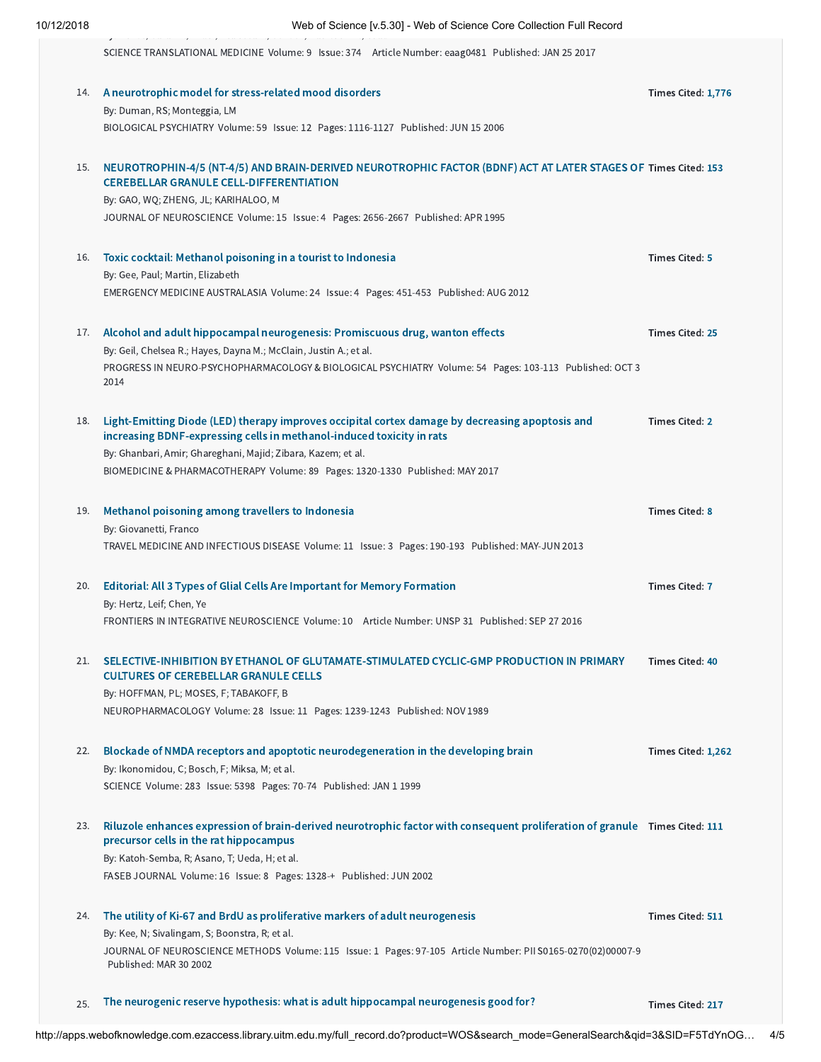SCIENCE TRANSLATIONAL MEDICINE Volume: 9 Issue: 374 Article Number: eaag0481 Published: JAN 25 2017

14. A neurotrophic model for stress-related mood disorders — Times Cited: 1,776
By: Duman, RS; Monteggia, LM
BIOLOGICAL PSYCHIATRY Volume: 59 Issue: 12 Pages: 1116-1127 Published: JUN 15 2006

15. NEUROTROPHIN-4/5 (NT-4/5) AND BRAIN-DERIVED NEUROTROPHIC FACTOR (BDNF) ACT AT LATER STAGES OF CEREBELLAR GRANULE CELL-DIFFERENTIATION — Times Cited: 153
By: GAO, WQ; ZHENG, JL; KARIHALOO, M
JOURNAL OF NEUROSCIENCE Volume: 15 Issue: 4 Pages: 2656-2667 Published: APR 1995

16. Toxic cocktail: Methanol poisoning in a tourist to Indonesia — Times Cited: 5
By: Gee, Paul; Martin, Elizabeth
EMERGENCY MEDICINE AUSTRALASIA Volume: 24 Issue: 4 Pages: 451-453 Published: AUG 2012

17. Alcohol and adult hippocampal neurogenesis: Promiscuous drug, wanton effects — Times Cited: 25
By: Geil, Chelsea R.; Hayes, Dayna M.; McClain, Justin A.; et al.
PROGRESS IN NEURO-PSYCHOPHARMACOLOGY & BIOLOGICAL PSYCHIATRY Volume: 54 Pages: 103-113 Published: OCT 3 2014

18. Light-Emitting Diode (LED) therapy improves occipital cortex damage by decreasing apoptosis and increasing BDNF-expressing cells in methanol-induced toxicity in rats — Times Cited: 2
By: Ghanbari, Amir; Ghareghani, Majid; Zibara, Kazem; et al.
BIOMEDICINE & PHARMACOTHERAPY Volume: 89 Pages: 1320-1330 Published: MAY 2017

19. Methanol poisoning among travellers to Indonesia — Times Cited: 8
By: Giovanetti, Franco
TRAVEL MEDICINE AND INFECTIOUS DISEASE Volume: 11 Issue: 3 Pages: 190-193 Published: MAY-JUN 2013

20. Editorial: All 3 Types of Glial Cells Are Important for Memory Formation — Times Cited: 7
By: Hertz, Leif; Chen, Ye
FRONTIERS IN INTEGRATIVE NEUROSCIENCE Volume: 10 Article Number: UNSP 31 Published: SEP 27 2016

21. SELECTIVE-INHIBITION BY ETHANOL OF GLUTAMATE-STIMULATED CYCLIC-GMP PRODUCTION IN PRIMARY CULTURES OF CEREBELLAR GRANULE CELLS — Times Cited: 40
By: HOFFMAN, PL; MOSES, F; TABAKOFF, B
NEUROPHARMACOLOGY Volume: 28 Issue: 11 Pages: 1239-1243 Published: NOV 1989

22. Blockade of NMDA receptors and apoptotic neurodegeneration in the developing brain — Times Cited: 1,262
By: Ikonomidou, C; Bosch, F; Miksa, M; et al.
SCIENCE Volume: 283 Issue: 5398 Pages: 70-74 Published: JAN 1 1999

23. Riluzole enhances expression of brain-derived neurotrophic factor with consequent proliferation of granule precursor cells in the rat hippocampus — Times Cited: 111
By: Katoh-Semba, R; Asano, T; Ueda, H; et al.
FASEB JOURNAL Volume: 16 Issue: 8 Pages: 1328-+ Published: JUN 2002

24. The utility of Ki-67 and BrdU as proliferative markers of adult neurogenesis — Times Cited: 511
By: Kee, N; Sivalingam, S; Boonstra, R; et al.
JOURNAL OF NEUROSCIENCE METHODS Volume: 115 Issue: 1 Pages: 97-105 Article Number: PII S0165-0270(02)00007-9 Published: MAR 30 2002

25. The neurogenic reserve hypothesis: what is adult hippocampal neurogenesis good for? — Times Cited: 217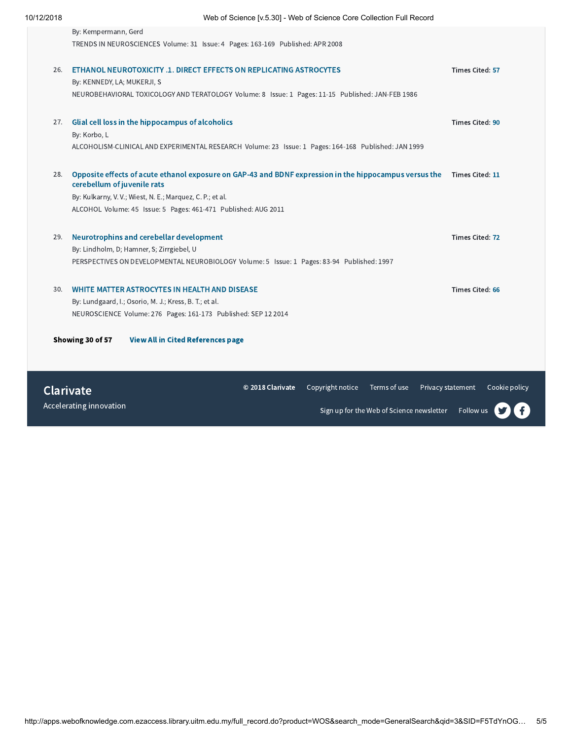By: Kempermann, Gerd

TRENDS IN NEUROSCIENCES Volume: 31 Issue: 4 Pages: 163-169 Published: APR 2008

26. **ETHANOL NEUROTOXICITY .1. DIRECT EFFECTS ON REPLICATING ASTROCYTES** — Times Cited: 57

By: KENNEDY, LA; MUKERJI, S

NEUROBEHAVIORAL TOXICOLOGY AND TERATOLOGY Volume: 8 Issue: 1 Pages: 11-15 Published: JAN-FEB 1986

27. **Glial cell loss in the hippocampus of alcoholics** — Times Cited: 90

By: Korbo, L

ALCOHOLISM-CLINICAL AND EXPERIMENTAL RESEARCH Volume: 23 Issue: 1 Pages: 164-168 Published: JAN 1999

28. **Opposite effects of acute ethanol exposure on GAP-43 and BDNF expression in the hippocampus versus the cerebellum of juvenile rats** — Times Cited: 11

By: Kulkarny, V. V.; Wiest, N. E.; Marquez, C. P.; et al.

ALCOHOL Volume: 45 Issue: 5 Pages: 461-471 Published: AUG 2011

29. **Neurotrophins and cerebellar development** — Times Cited: 72

By: Lindholm, D; Hamner, S; Zirrgiebel, U

PERSPECTIVES ON DEVELOPMENTAL NEUROBIOLOGY Volume: 5 Issue: 1 Pages: 83-94 Published: 1997

30. **WHITE MATTER ASTROCYTES IN HEALTH AND DISEASE** — Times Cited: 66

By: Lundgaard, I.; Osorio, M. J.; Kress, B. T.; et al.

NEUROSCIENCE Volume: 276 Pages: 161-173 Published: SEP 12 2014

**Showing 30 of 57** **View All in Cited References page**

**Clarivate**

Accelerating innovation

**© 2018 Clarivate** Copyright notice Terms of use Privacy statement Cookie policy

Sign up for the Web of Science newsletter Follow us